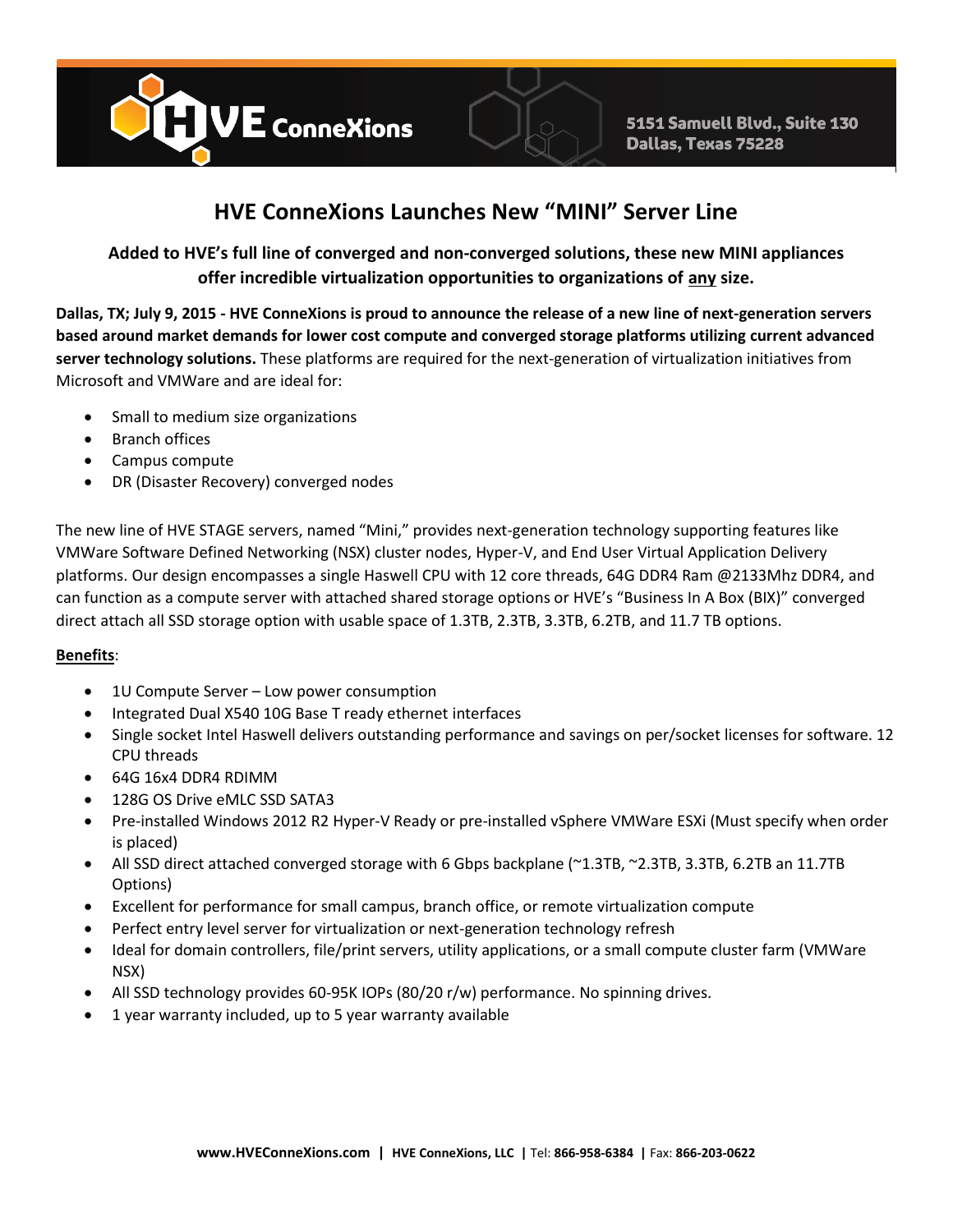HVE ConneXions

5151 Samuell Blvd., Suite 130
Dallas, Texas 75228

# HVE ConneXions Launches New "MINI" Server Line

**Added to HVE's full line of converged and non-converged solutions, these new MINI appliances offer incredible virtualization opportunities to organizations of any size.**

**Dallas, TX; July 9, 2015 - HVE ConneXions is proud to announce the release of a new line of next-generation servers based around market demands for lower cost compute and converged storage platforms utilizing current advanced server technology solutions.** These platforms are required for the next-generation of virtualization initiatives from Microsoft and VMWare and are ideal for:

- Small to medium size organizations
- Branch offices
- Campus compute
- DR (Disaster Recovery) converged nodes

The new line of HVE STAGE servers, named "Mini," provides next-generation technology supporting features like VMWare Software Defined Networking (NSX) cluster nodes, Hyper-V, and End User Virtual Application Delivery platforms. Our design encompasses a single Haswell CPU with 12 core threads, 64G DDR4 Ram @2133Mhz DDR4, and can function as a compute server with attached shared storage options or HVE's "Business In A Box (BIX)" converged direct attach all SSD storage option with usable space of 1.3TB, 2.3TB, 3.3TB, 6.2TB, and 11.7 TB options.

**Benefits**:

- 1U Compute Server – Low power consumption
- Integrated Dual X540 10G Base T ready ethernet interfaces
- Single socket Intel Haswell delivers outstanding performance and savings on per/socket licenses for software. 12 CPU threads
- 64G 16x4 DDR4 RDIMM
- 128G OS Drive eMLC SSD SATA3
- Pre-installed Windows 2012 R2 Hyper-V Ready or pre-installed vSphere VMWare ESXi (Must specify when order is placed)
- All SSD direct attached converged storage with 6 Gbps backplane (~1.3TB, ~2.3TB, 3.3TB, 6.2TB an 11.7TB Options)
- Excellent for performance for small campus, branch office, or remote virtualization compute
- Perfect entry level server for virtualization or next-generation technology refresh
- Ideal for domain controllers, file/print servers, utility applications, or a small compute cluster farm (VMWare NSX)
- All SSD technology provides 60-95K IOPs (80/20 r/w) performance. No spinning drives.
- 1 year warranty included, up to 5 year warranty available

**www.HVEConneXions.com | HVE ConneXions, LLC |** Tel: **866-958-6384 |** Fax: **866-203-0622**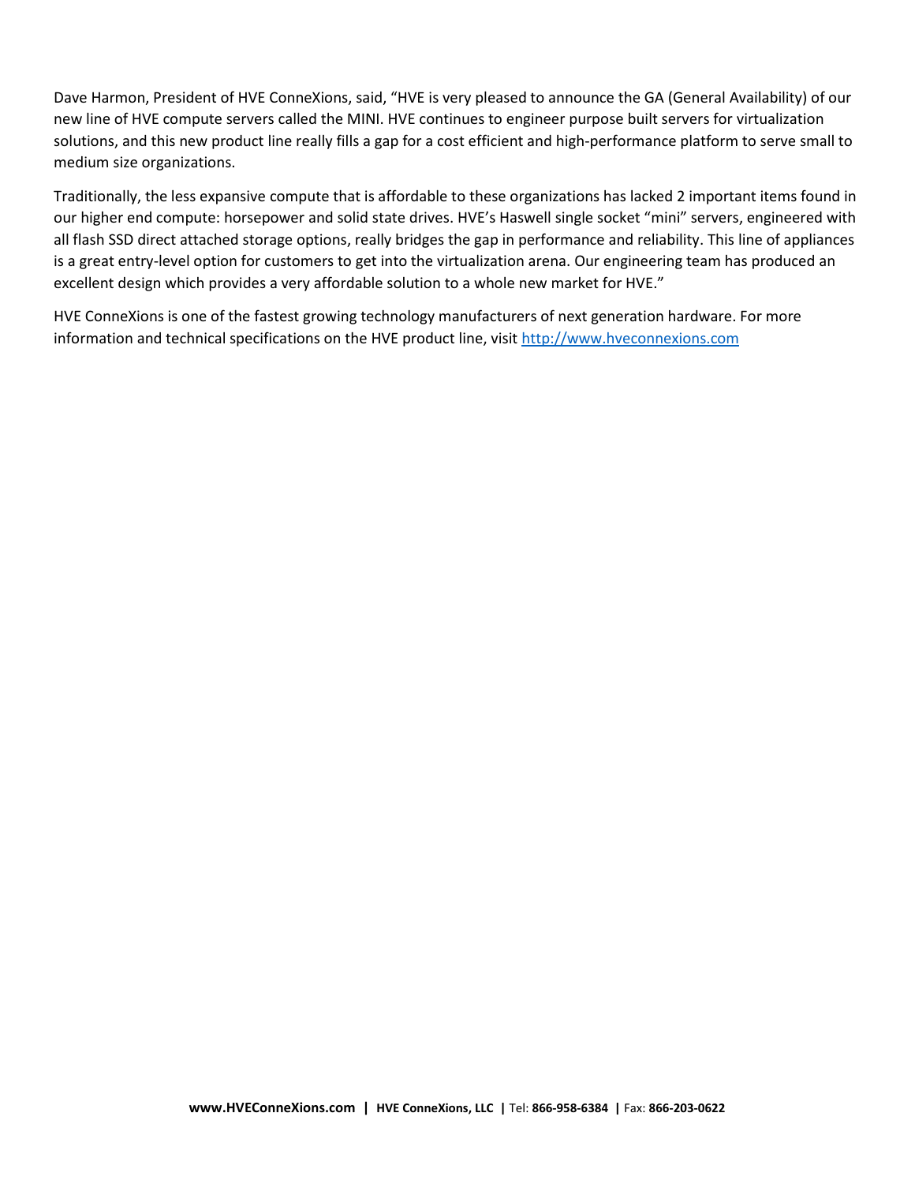Dave Harmon, President of HVE ConneXions, said, “HVE is very pleased to announce the GA (General Availability) of our new line of HVE compute servers called the MINI. HVE continues to engineer purpose built servers for virtualization solutions, and this new product line really fills a gap for a cost efficient and high-performance platform to serve small to medium size organizations.

Traditionally, the less expansive compute that is affordable to these organizations has lacked 2 important items found in our higher end compute: horsepower and solid state drives. HVE’s Haswell single socket “mini” servers, engineered with all flash SSD direct attached storage options, really bridges the gap in performance and reliability. This line of appliances is a great entry-level option for customers to get into the virtualization arena. Our engineering team has produced an excellent design which provides a very affordable solution to a whole new market for HVE.”

HVE ConneXions is one of the fastest growing technology manufacturers of next generation hardware. For more information and technical specifications on the HVE product line, visit [http://www.hveconnexions.com](http://www.hveconnexions.com)